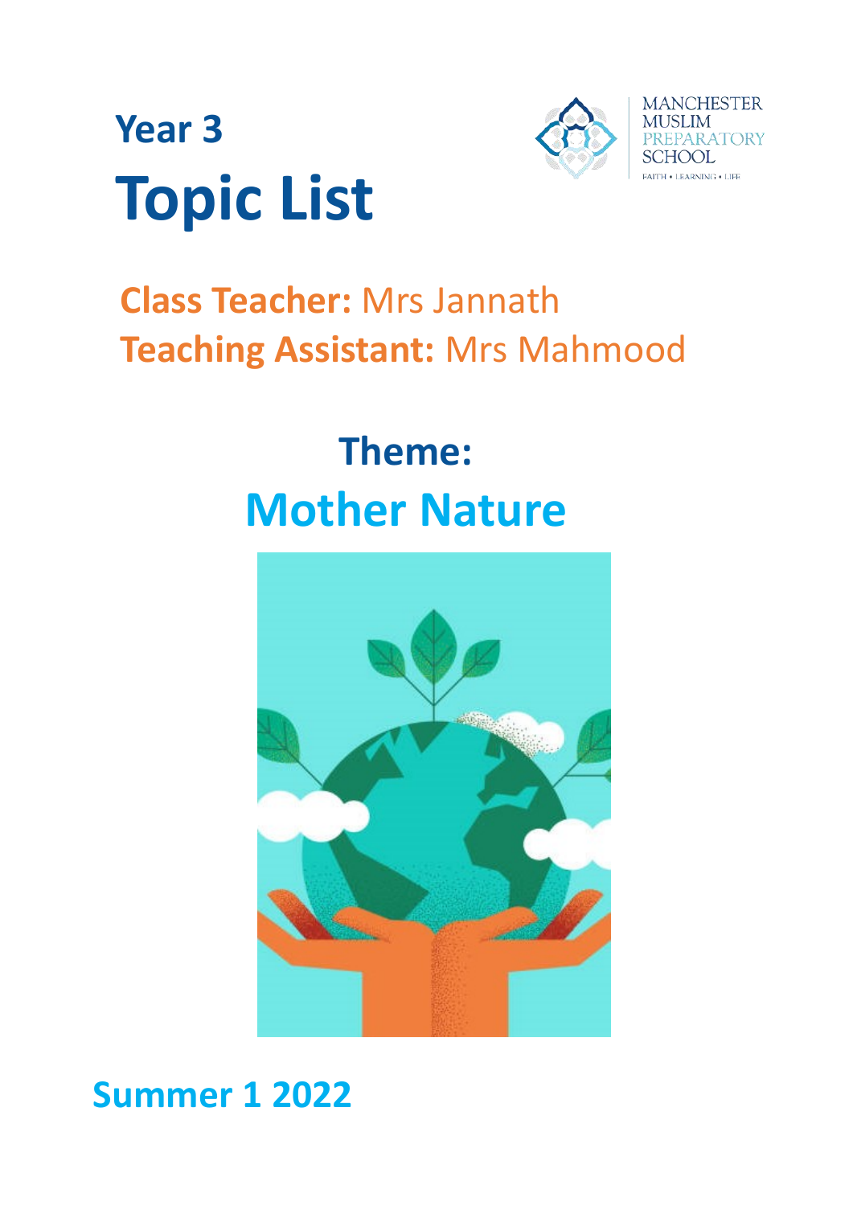# Year 3

# Topic List

MANCHESTER MUSLIM PREPARATORY SCHOOL

FAITH • LEARNING • LIFE

**Class Teacher:** Mrs Jannath

**Teaching Assistant:** Mrs Mahmood

## Theme:

## Mother Nature

## Summer 1 2022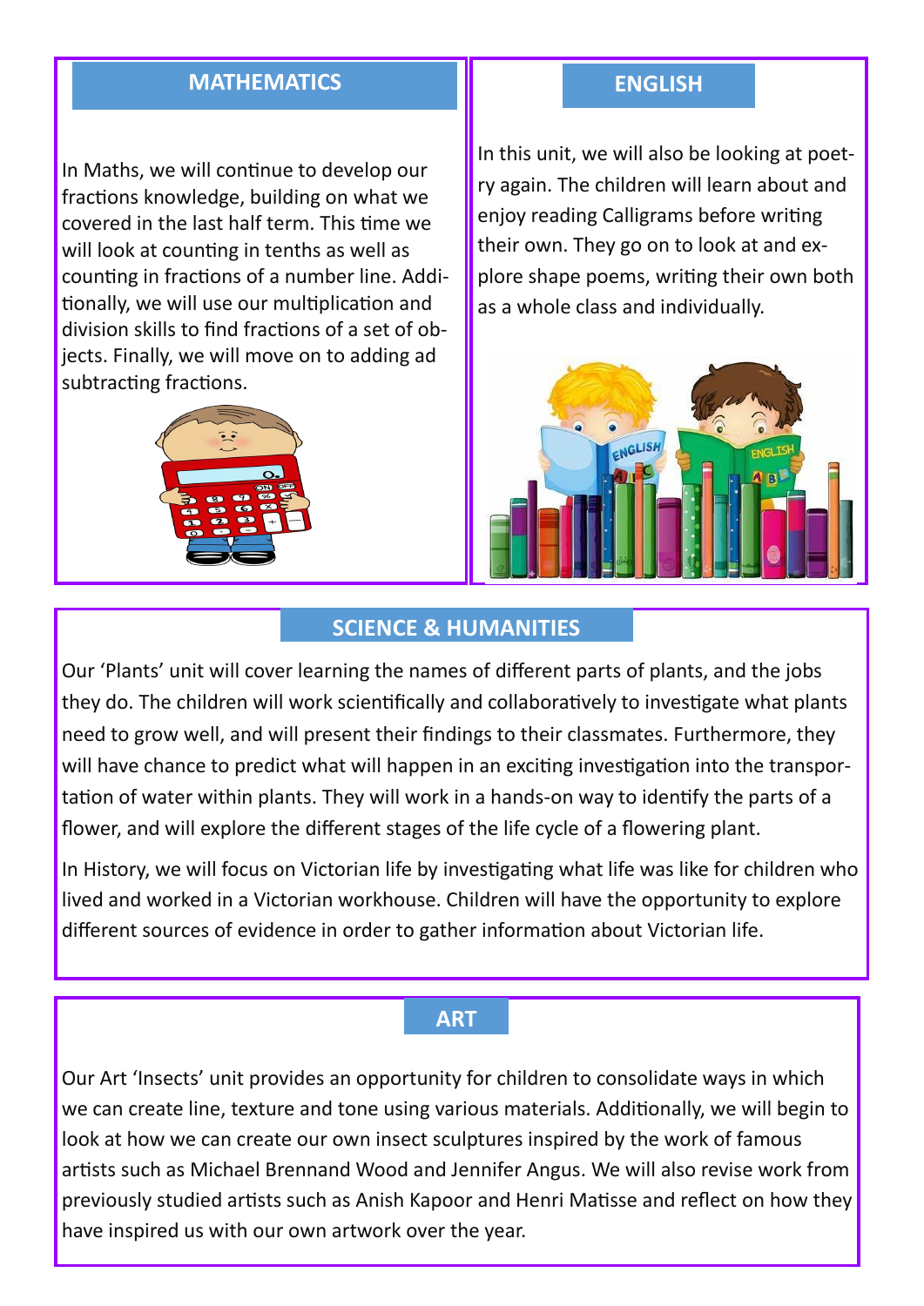## MATHEMATICS

In Maths, we will continue to develop our fractions knowledge, building on what we covered in the last half term. This time we will look at counting in tenths as well as counting in fractions of a number line. Additionally, we will use our multiplication and division skills to find fractions of a set of objects. Finally, we will move on to adding ad subtracting fractions.

## ENGLISH

In this unit, we will also be looking at poetry again. The children will learn about and enjoy reading Calligrams before writing their own. They go on to look at and explore shape poems, writing their own both as a whole class and individually.

## SCIENCE & HUMANITIES

Our 'Plants' unit will cover learning the names of different parts of plants, and the jobs they do. The children will work scientifically and collaboratively to investigate what plants need to grow well, and will present their findings to their classmates. Furthermore, they will have chance to predict what will happen in an exciting investigation into the transportation of water within plants. They will work in a hands-on way to identify the parts of a flower, and will explore the different stages of the life cycle of a flowering plant.

In History, we will focus on Victorian life by investigating what life was like for children who lived and worked in a Victorian workhouse. Children will have the opportunity to explore different sources of evidence in order to gather information about Victorian life.

## ART

Our Art 'Insects' unit provides an opportunity for children to consolidate ways in which we can create line, texture and tone using various materials. Additionally, we will begin to look at how we can create our own insect sculptures inspired by the work of famous artists such as Michael Brennand Wood and Jennifer Angus. We will also revise work from previously studied artists such as Anish Kapoor and Henri Matisse and reflect on how they have inspired us with our own artwork over the year.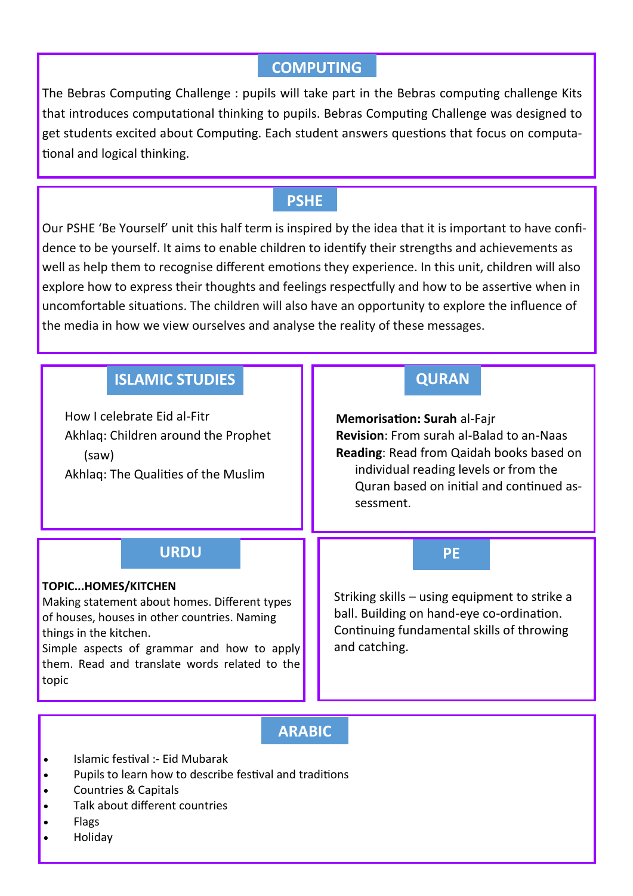## COMPUTING

The Bebras Computing Challenge : pupils will take part in the Bebras computing challenge Kits that introduces computational thinking to pupils. Bebras Computing Challenge was designed to get students excited about Computing. Each student answers questions that focus on computational and logical thinking.

## PSHE

Our PSHE 'Be Yourself' unit this half term is inspired by the idea that it is important to have confidence to be yourself. It aims to enable children to identify their strengths and achievements as well as help them to recognise different emotions they experience. In this unit, children will also explore how to express their thoughts and feelings respectfully and how to be assertive when in uncomfortable situations. The children will also have an opportunity to explore the influence of the media in how we view ourselves and analyse the reality of these messages.

## ISLAMIC STUDIES

How I celebrate Eid al-Fitr

Akhlaq: Children around the Prophet (saw)

Akhlaq: The Qualities of the Muslim

## QURAN

**Memorisation: Surah** al-Fajr

**Revision**: From surah al-Balad to an-Naas

**Reading**: Read from Qaidah books based on individual reading levels or from the Quran based on initial and continued assessment.

## URDU

**TOPIC...HOMES/KITCHEN**

Making statement about homes. Different types of houses, houses in other countries. Naming things in the kitchen.

Simple aspects of grammar and how to apply them. Read and translate words related to the topic

## PE

Striking skills – using equipment to strike a ball. Building on hand-eye co-ordination. Continuing fundamental skills of throwing and catching.

## ARABIC

- Islamic festival :- Eid Mubarak
- Pupils to learn how to describe festival and traditions
- Countries & Capitals
- Talk about different countries
- Flags
- Holiday